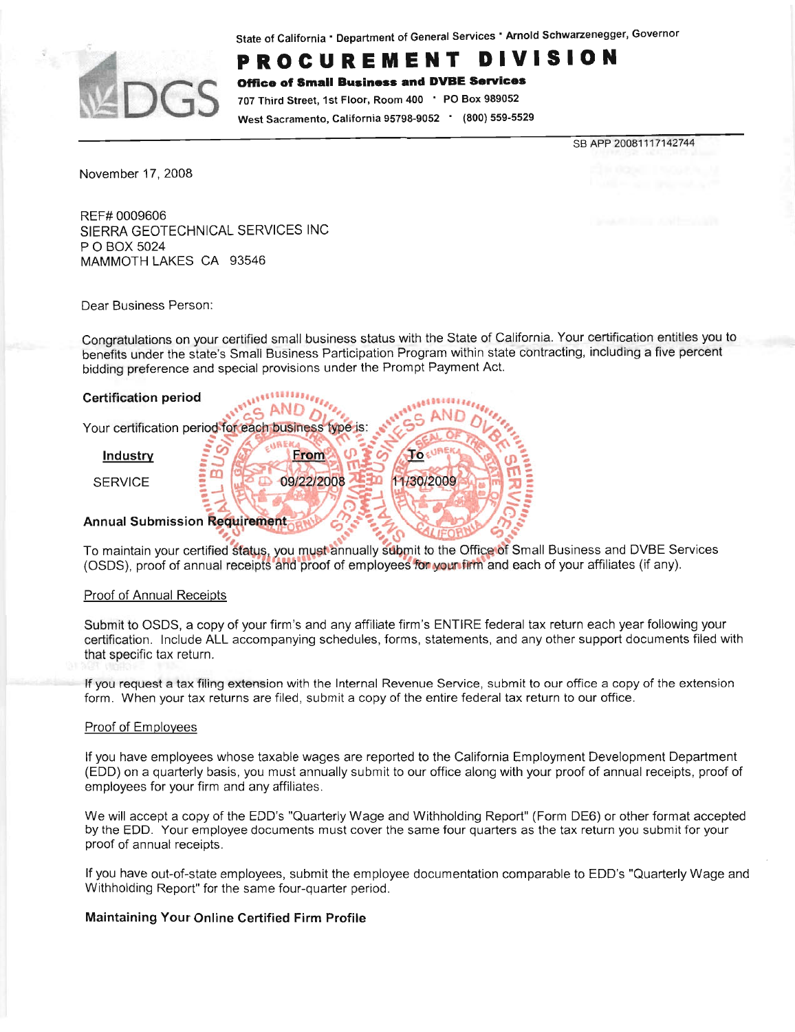State of California • Department of General Services • Arnold Schwarzenegger, Governor

# PROCUREMENT DIVISION

**Office of Small Business and DVBE Services**

707 Third Street, 1st Floor, Room 400 • PO Box 989052

West Sacramento, California 95798-9052 • (800) 559-5529

SB APP 20081117142744

November 17, 2008

REF# 0009606
SIERRA GEOTECHNICAL SERVICES INC
P O BOX 5024
MAMMOTH LAKES CA 93546

Dear Business Person:

Congratulations on your certified small business status with the State of California. Your certification entitles you to benefits under the state's Small Business Participation Program within state contracting, including a five percent bidding preference and special provisions under the Prompt Payment Act.

**Certification period**

Your certification period for each business type is:

| Industry | From | To |
|---|---|---|
| SERVICE | 09/22/2008 | 11/30/2009 |

**Annual Submission Requirement**

To maintain your certified status, you must annually submit to the Office of Small Business and DVBE Services (OSDS), proof of annual receipts and proof of employees for your firm and each of your affiliates (if any).

Proof of Annual Receipts

Submit to OSDS, a copy of your firm's and any affiliate firm's ENTIRE federal tax return each year following your certification. Include ALL accompanying schedules, forms, statements, and any other support documents filed with that specific tax return.

If you request a tax filing extension with the Internal Revenue Service, submit to our office a copy of the extension form. When your tax returns are filed, submit a copy of the entire federal tax return to our office.

Proof of Employees

If you have employees whose taxable wages are reported to the California Employment Development Department (EDD) on a quarterly basis, you must annually submit to our office along with your proof of annual receipts, proof of employees for your firm and any affiliates.

We will accept a copy of the EDD's "Quarterly Wage and Withholding Report" (Form DE6) or other format accepted by the EDD. Your employee documents must cover the same four quarters as the tax return you submit for your proof of annual receipts.

If you have out-of-state employees, submit the employee documentation comparable to EDD's "Quarterly Wage and Withholding Report" for the same four-quarter period.

**Maintaining Your Online Certified Firm Profile**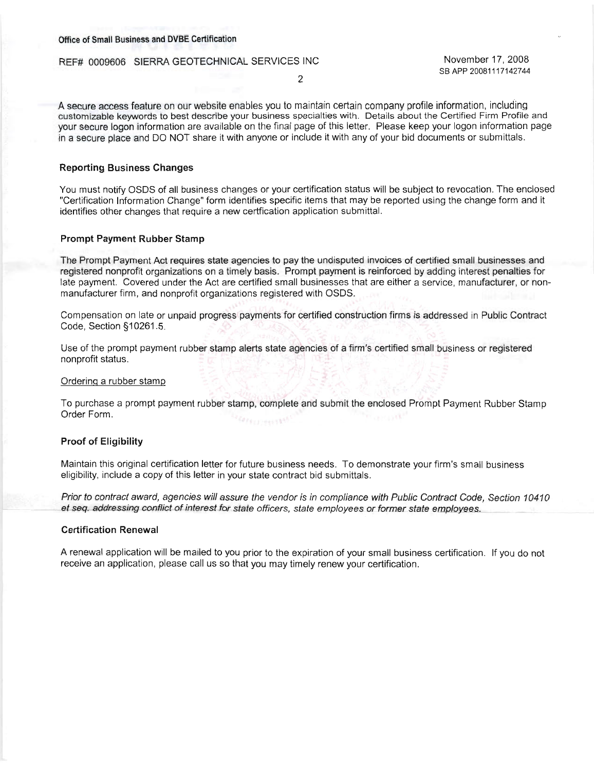A secure access feature on our website enables you to maintain certain company profile information, including customizable keywords to best describe your business specialties with. Details about the Certified Firm Profile and your secure logon information are available on the final page of this letter. Please keep your logon information page in a secure place and DO NOT share it with anyone or include it with any of your bid documents or submittals.

### Reporting Business Changes

You must notify OSDS of all business changes or your certification status will be subject to revocation. The enclosed "Certification Information Change" form identifies specific items that may be reported using the change form and it identifies other changes that require a new certfication application submittal.

### Prompt Payment Rubber Stamp

The Prompt Payment Act requires state agencies to pay the undisputed invoices of certified small businesses and registered nonprofit organizations on a timely basis. Prompt payment is reinforced by adding interest penalties for late payment. Covered under the Act are certified small businesses that are either a service, manufacturer, or non-manufacturer firm, and nonprofit organizations registered with OSDS.

Compensation on late or unpaid progress payments for certified construction firms is addressed in Public Contract Code, Section §10261.5.

Use of the prompt payment rubber stamp alerts state agencies of a firm's certified small business or registered nonprofit status.

Ordering a rubber stamp

To purchase a prompt payment rubber stamp, complete and submit the enclosed Prompt Payment Rubber Stamp Order Form.

### Proof of Eligibility

Maintain this original certification letter for future business needs. To demonstrate your firm's small business eligibility, include a copy of this letter in your state contract bid submittals.

*Prior to contract award, agencies will assure the vendor is in compliance with Public Contract Code, Section 10410 et seq. addressing conflict of interest for state officers, state employees or former state employees.*

### Certification Renewal

A renewal application will be mailed to you prior to the expiration of your small business certification. If you do not receive an application, please call us so that you may timely renew your certification.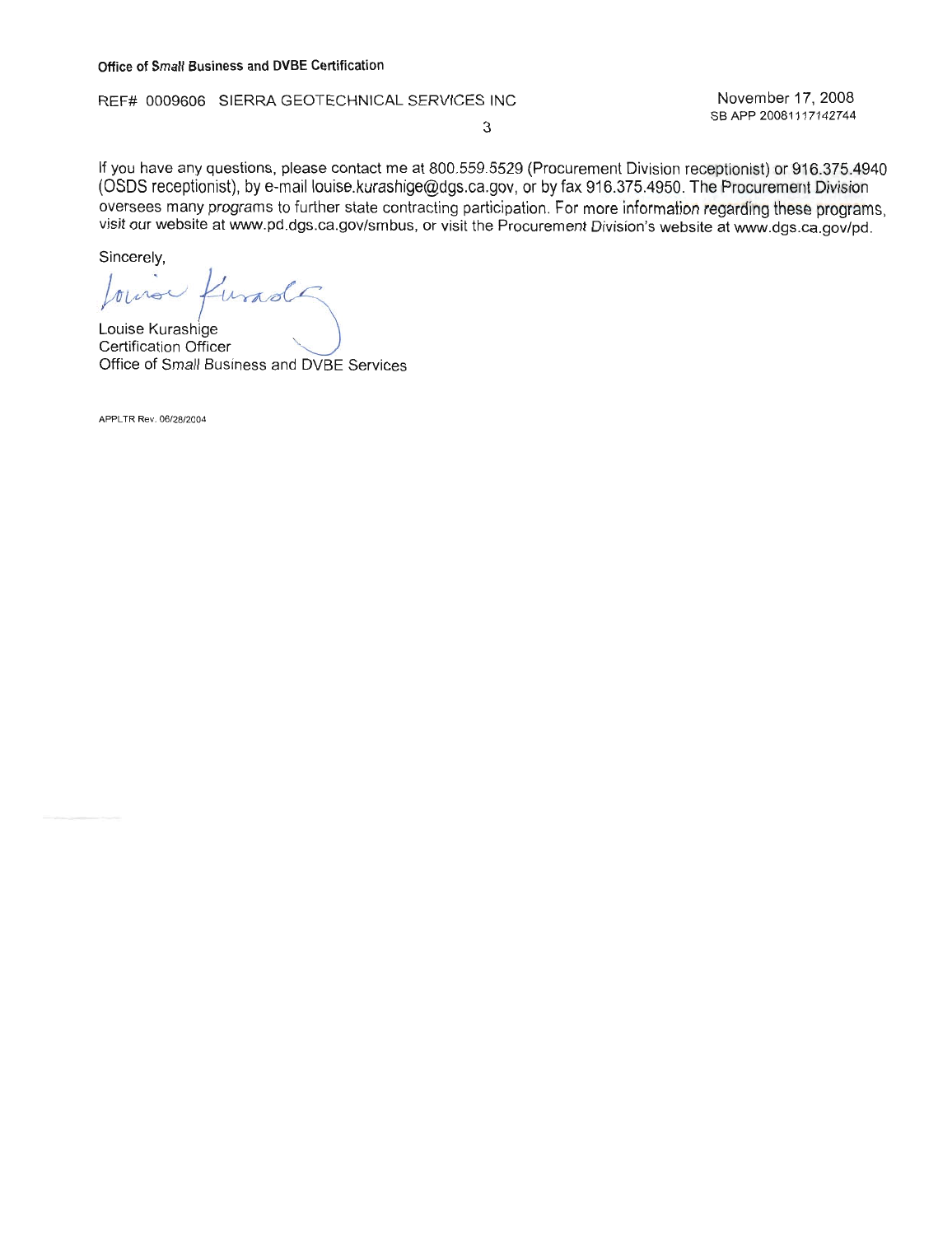If you have any questions, please contact me at 800.559.5529 (Procurement Division receptionist) or 916.375.4940 (OSDS receptionist), by e-mail louise.kurashige@dgs.ca.gov, or by fax 916.375.4950. The Procurement Division oversees many programs to further state contracting participation. For more information regarding these programs, visit our website at www.pd.dgs.ca.gov/smbus, or visit the Procurement Division's website at www.dgs.ca.gov/pd.

Sincerely,

Louise Kurashige
Certification Officer
Office of Small Business and DVBE Services

APPLTR Rev. 06/28/2004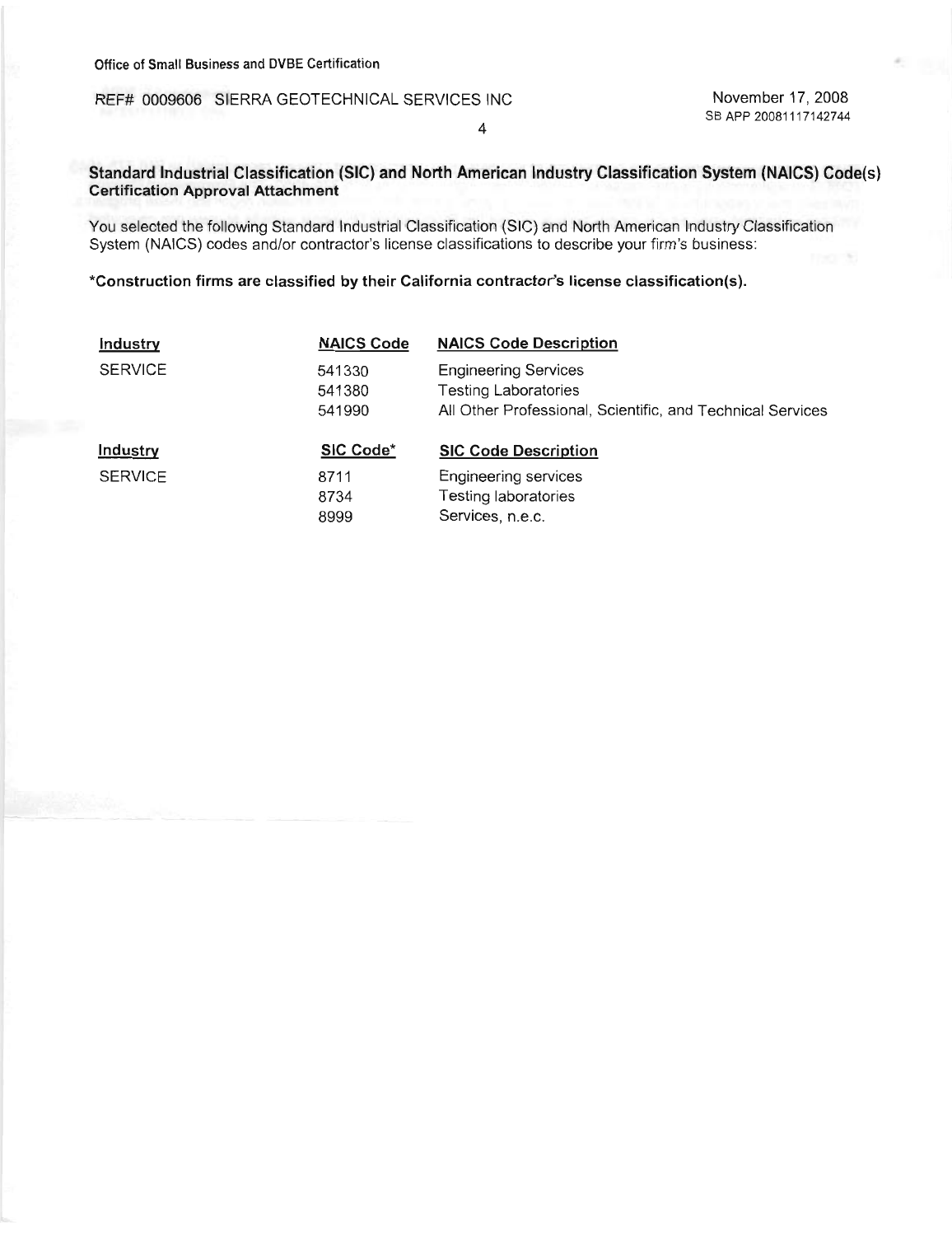Office of Small Business and DVBE Certification

REF# 0009606 SIERRA GEOTECHNICAL SERVICES INC

November 17, 2008
SB APP 20081117142744

## Standard Industrial Classification (SIC) and North American Industry Classification System (NAICS) Code(s)

**Certification Approval Attachment**

You selected the following Standard Industrial Classification (SIC) and North American Industry Classification System (NAICS) codes and/or contractor's license classifications to describe your firm's business:

**\*Construction firms are classified by their California contractor's license classification(s).**

| Industry | NAICS Code | NAICS Code Description |
|---|---|---|
| SERVICE | 541330 | Engineering Services |
| | 541380 | Testing Laboratories |
| | 541990 | All Other Professional, Scientific, and Technical Services |

| Industry | SIC Code* | SIC Code Description |
|---|---|---|
| SERVICE | 8711 | Engineering services |
| | 8734 | Testing laboratories |
| | 8999 | Services, n.e.c. |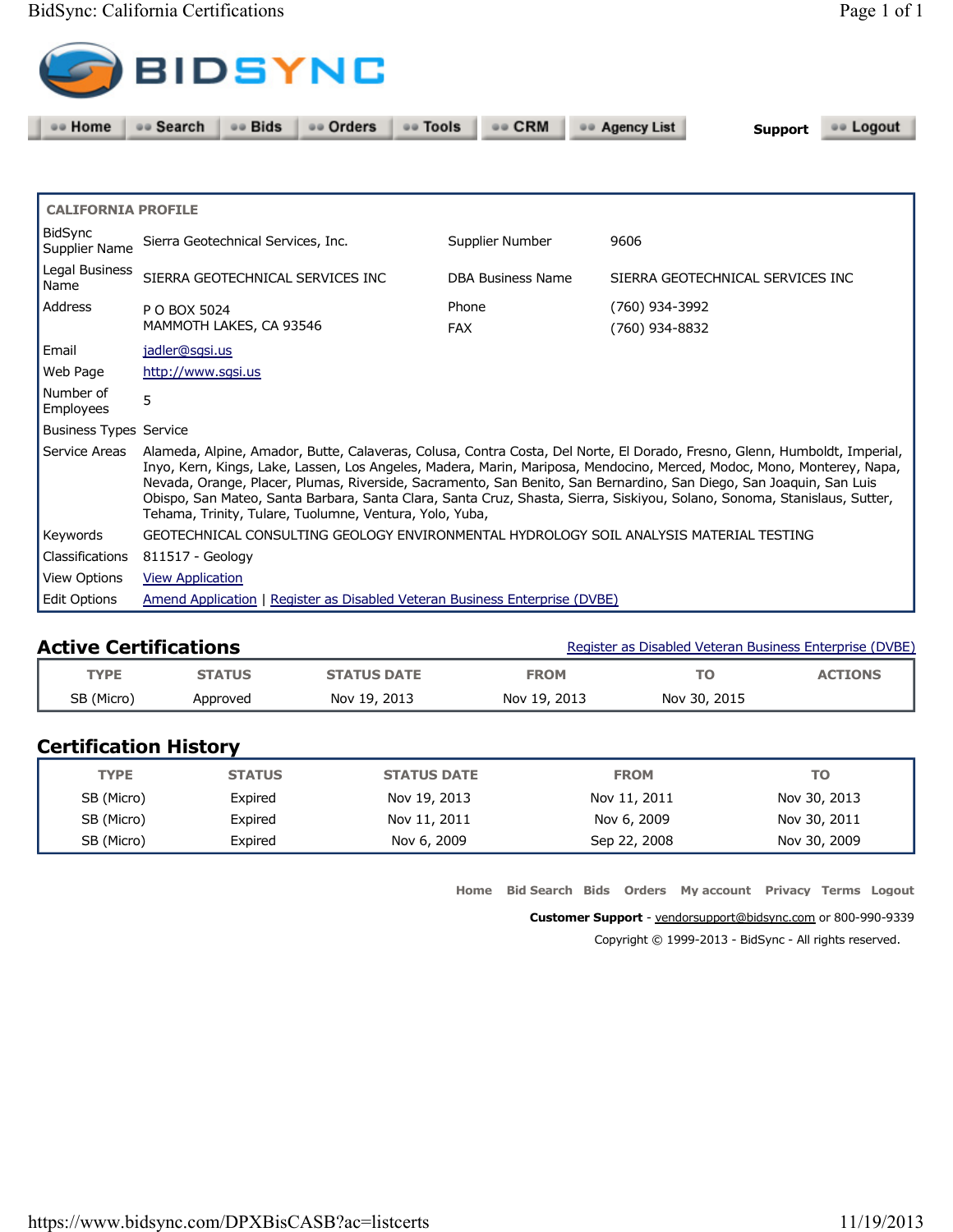BIDSYNC

Home | Search | Bids | Orders | Tools | CRM | Agency List | Support | Logout

## CALIFORNIA PROFILE

| | | | |
|---|---|---|---|
| BidSync Supplier Name | Sierra Geotechnical Services, Inc. | Supplier Number | 9606 |
| Legal Business Name | SIERRA GEOTECHNICAL SERVICES INC | DBA Business Name | SIERRA GEOTECHNICAL SERVICES INC |
| Address | P O BOX 5024<br>MAMMOTH LAKES, CA 93546 | Phone<br>FAX | (760) 934-3992<br>(760) 934-8832 |
| Email | jadler@sgsi.us | | |
| Web Page | http://www.sgsi.us | | |
| Number of Employees | 5 | | |
| Business Types | Service | | |
| Service Areas | Alameda, Alpine, Amador, Butte, Calaveras, Colusa, Contra Costa, Del Norte, El Dorado, Fresno, Glenn, Humboldt, Imperial, Inyo, Kern, Kings, Lake, Lassen, Los Angeles, Madera, Marin, Mariposa, Mendocino, Merced, Modoc, Mono, Monterey, Napa, Nevada, Orange, Placer, Plumas, Riverside, Sacramento, San Benito, San Bernardino, San Diego, San Joaquin, San Luis Obispo, San Mateo, Santa Barbara, Santa Clara, Santa Cruz, Shasta, Sierra, Siskiyou, Solano, Sonoma, Stanislaus, Sutter, Tehama, Trinity, Tulare, Tuolumne, Ventura, Yolo, Yuba, | | |
| Keywords | GEOTECHNICAL CONSULTING GEOLOGY ENVIRONMENTAL HYDROLOGY SOIL ANALYSIS MATERIAL TESTING | | |
| Classifications | 811517 - Geology | | |
| View Options | View Application | | |
| Edit Options | Amend Application \| Register as Disabled Veteran Business Enterprise (DVBE) | | |

## Active Certifications

Register as Disabled Veteran Business Enterprise (DVBE)

| TYPE | STATUS | STATUS DATE | FROM | TO | ACTIONS |
|---|---|---|---|---|---|
| SB (Micro) | Approved | Nov 19, 2013 | Nov 19, 2013 | Nov 30, 2015 | |

## Certification History

| TYPE | STATUS | STATUS DATE | FROM | TO |
|---|---|---|---|---|
| SB (Micro) | Expired | Nov 19, 2013 | Nov 11, 2011 | Nov 30, 2013 |
| SB (Micro) | Expired | Nov 11, 2011 | Nov 6, 2009 | Nov 30, 2011 |
| SB (Micro) | Expired | Nov 6, 2009 | Sep 22, 2008 | Nov 30, 2009 |

Home Bid Search Bids Orders My account Privacy Terms Logout

**Customer Support** - vendorsupport@bidsync.com or 800-990-9339

Copyright © 1999-2013 - BidSync - All rights reserved.